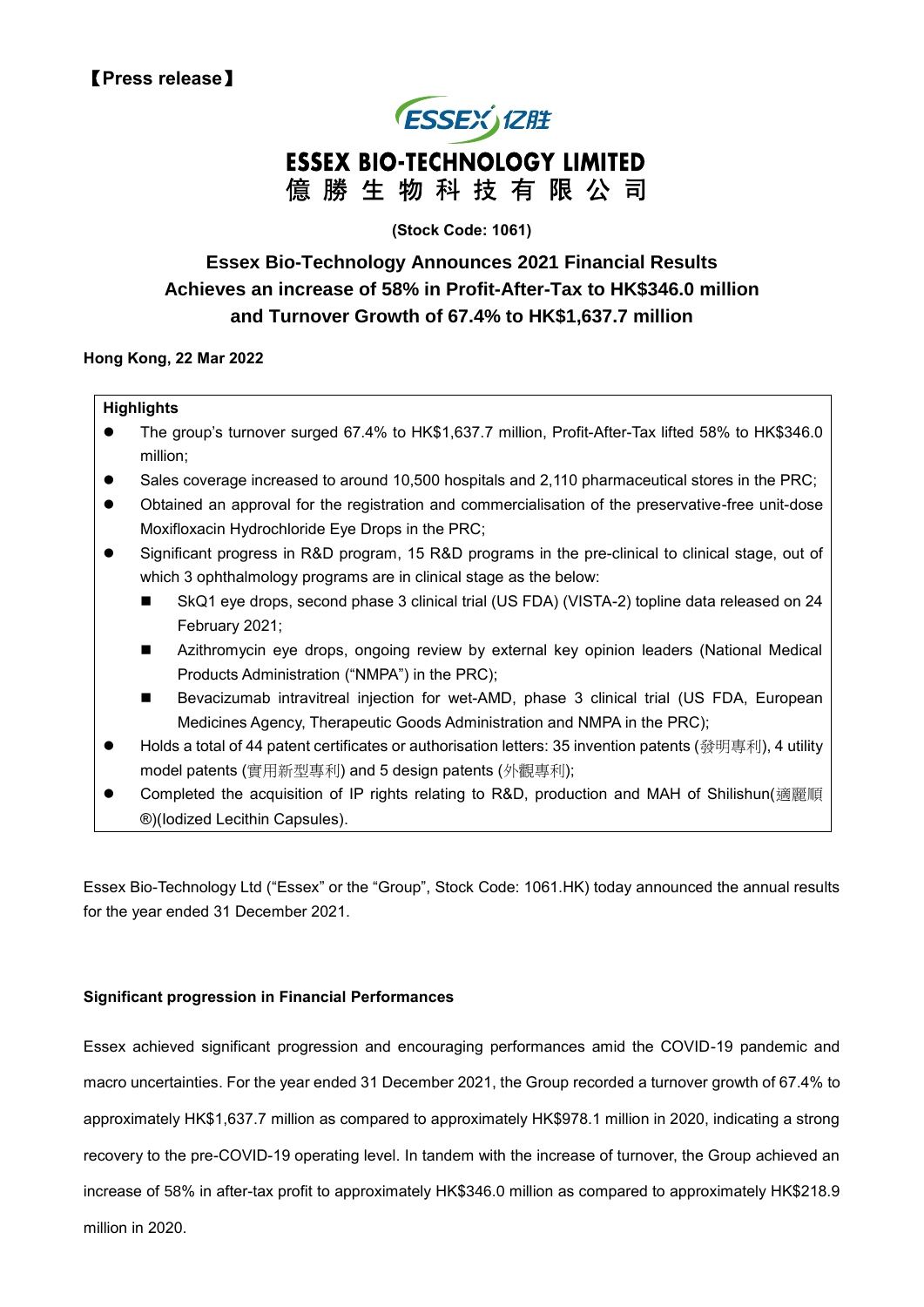【Press release】

# ESSEX BIO-TECHNOLOGY LIMITED
# 億 勝 生 物 科 技 有 限 公 司

**(Stock Code: 1061)**

## Essex Bio-Technology Announces 2021 Financial Results Achieves an increase of 58% in Profit-After-Tax to HK$346.0 million and Turnover Growth of 67.4% to HK$1,637.7 million

**Hong Kong, 22 Mar 2022**

**Highlights**

- The group's turnover surged 67.4% to HK$1,637.7 million, Profit-After-Tax lifted 58% to HK$346.0 million;
- Sales coverage increased to around 10,500 hospitals and 2,110 pharmaceutical stores in the PRC;
- Obtained an approval for the registration and commercialisation of the preservative-free unit-dose Moxifloxacin Hydrochloride Eye Drops in the PRC;
- Significant progress in R&D program, 15 R&D programs in the pre-clinical to clinical stage, out of which 3 ophthalmology programs are in clinical stage as the below:
    - SkQ1 eye drops, second phase 3 clinical trial (US FDA) (VISTA-2) topline data released on 24 February 2021;
    - Azithromycin eye drops, ongoing review by external key opinion leaders (National Medical Products Administration ("NMPA") in the PRC);
    - Bevacizumab intravitreal injection for wet-AMD, phase 3 clinical trial (US FDA, European Medicines Agency, Therapeutic Goods Administration and NMPA in the PRC);
- Holds a total of 44 patent certificates or authorisation letters: 35 invention patents (發明專利), 4 utility model patents (實用新型專利) and 5 design patents (外觀專利);
- Completed the acquisition of IP rights relating to R&D, production and MAH of Shilishun(適麗順®)(Iodized Lecithin Capsules).

Essex Bio-Technology Ltd ("Essex" or the "Group", Stock Code: 1061.HK) today announced the annual results for the year ended 31 December 2021.

**Significant progression in Financial Performances**

Essex achieved significant progression and encouraging performances amid the COVID-19 pandemic and macro uncertainties. For the year ended 31 December 2021, the Group recorded a turnover growth of 67.4% to approximately HK$1,637.7 million as compared to approximately HK$978.1 million in 2020, indicating a strong recovery to the pre-COVID-19 operating level. In tandem with the increase of turnover, the Group achieved an increase of 58% in after-tax profit to approximately HK$346.0 million as compared to approximately HK$218.9 million in 2020.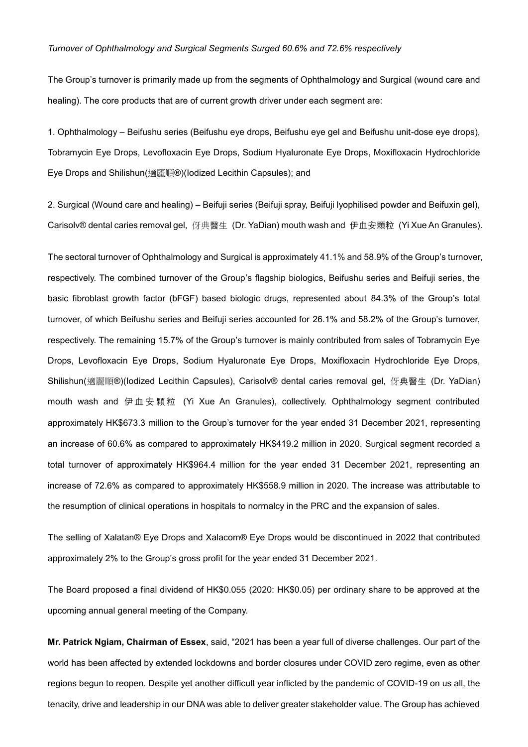*Turnover of Ophthalmology and Surgical Segments Surged 60.6% and 72.6% respectively*

The Group's turnover is primarily made up from the segments of Ophthalmology and Surgical (wound care and healing). The core products that are of current growth driver under each segment are:

1. Ophthalmology – Beifushu series (Beifushu eye drops, Beifushu eye gel and Beifushu unit-dose eye drops), Tobramycin Eye Drops, Levofloxacin Eye Drops, Sodium Hyaluronate Eye Drops, Moxifloxacin Hydrochloride Eye Drops and Shilishun(適麗順®)(Iodized Lecithin Capsules); and

2. Surgical (Wound care and healing) – Beifuji series (Beifuji spray, Beifuji lyophilised powder and Beifuxin gel), Carisolv® dental caries removal gel, 伢典醫生 (Dr. YaDian) mouth wash and 伊血安顆粒 (Yi Xue An Granules).

The sectoral turnover of Ophthalmology and Surgical is approximately 41.1% and 58.9% of the Group's turnover, respectively. The combined turnover of the Group's flagship biologics, Beifushu series and Beifuji series, the basic fibroblast growth factor (bFGF) based biologic drugs, represented about 84.3% of the Group's total turnover, of which Beifushu series and Beifuji series accounted for 26.1% and 58.2% of the Group's turnover, respectively. The remaining 15.7% of the Group's turnover is mainly contributed from sales of Tobramycin Eye Drops, Levofloxacin Eye Drops, Sodium Hyaluronate Eye Drops, Moxifloxacin Hydrochloride Eye Drops, Shilishun(適麗順®)(Iodized Lecithin Capsules), Carisolv® dental caries removal gel, 伢典醫生 (Dr. YaDian) mouth wash and 伊血安顆粒 (Yi Xue An Granules), collectively. Ophthalmology segment contributed approximately HK$673.3 million to the Group's turnover for the year ended 31 December 2021, representing an increase of 60.6% as compared to approximately HK$419.2 million in 2020. Surgical segment recorded a total turnover of approximately HK$964.4 million for the year ended 31 December 2021, representing an increase of 72.6% as compared to approximately HK$558.9 million in 2020. The increase was attributable to the resumption of clinical operations in hospitals to normalcy in the PRC and the expansion of sales.

The selling of Xalatan® Eye Drops and Xalacom® Eye Drops would be discontinued in 2022 that contributed approximately 2% to the Group's gross profit for the year ended 31 December 2021.

The Board proposed a final dividend of HK$0.055 (2020: HK$0.05) per ordinary share to be approved at the upcoming annual general meeting of the Company.

**Mr. Patrick Ngiam, Chairman of Essex**, said, "2021 has been a year full of diverse challenges. Our part of the world has been affected by extended lockdowns and border closures under COVID zero regime, even as other regions begun to reopen. Despite yet another difficult year inflicted by the pandemic of COVID-19 on us all, the tenacity, drive and leadership in our DNA was able to deliver greater stakeholder value. The Group has achieved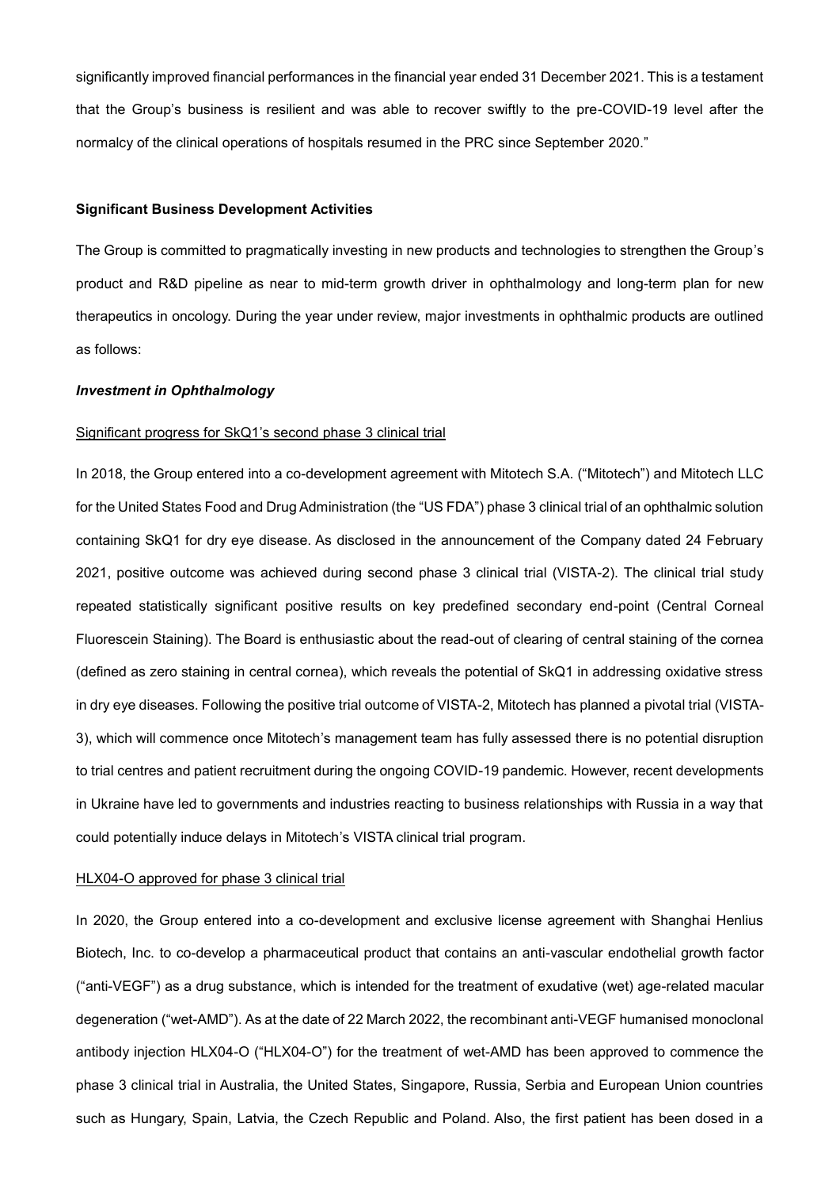significantly improved financial performances in the financial year ended 31 December 2021. This is a testament that the Group's business is resilient and was able to recover swiftly to the pre-COVID-19 level after the normalcy of the clinical operations of hospitals resumed in the PRC since September 2020."

**Significant Business Development Activities**

The Group is committed to pragmatically investing in new products and technologies to strengthen the Group's product and R&D pipeline as near to mid-term growth driver in ophthalmology and long-term plan for new therapeutics in oncology. During the year under review, major investments in ophthalmic products are outlined as follows:

***Investment in Ophthalmology***

Significant progress for SkQ1's second phase 3 clinical trial

In 2018, the Group entered into a co-development agreement with Mitotech S.A. ("Mitotech") and Mitotech LLC for the United States Food and Drug Administration (the "US FDA") phase 3 clinical trial of an ophthalmic solution containing SkQ1 for dry eye disease. As disclosed in the announcement of the Company dated 24 February 2021, positive outcome was achieved during second phase 3 clinical trial (VISTA-2). The clinical trial study repeated statistically significant positive results on key predefined secondary end-point (Central Corneal Fluorescein Staining). The Board is enthusiastic about the read-out of clearing of central staining of the cornea (defined as zero staining in central cornea), which reveals the potential of SkQ1 in addressing oxidative stress in dry eye diseases. Following the positive trial outcome of VISTA-2, Mitotech has planned a pivotal trial (VISTA-3), which will commence once Mitotech's management team has fully assessed there is no potential disruption to trial centres and patient recruitment during the ongoing COVID-19 pandemic. However, recent developments in Ukraine have led to governments and industries reacting to business relationships with Russia in a way that could potentially induce delays in Mitotech's VISTA clinical trial program.

HLX04-O approved for phase 3 clinical trial

In 2020, the Group entered into a co-development and exclusive license agreement with Shanghai Henlius Biotech, Inc. to co-develop a pharmaceutical product that contains an anti-vascular endothelial growth factor ("anti-VEGF") as a drug substance, which is intended for the treatment of exudative (wet) age-related macular degeneration ("wet-AMD"). As at the date of 22 March 2022, the recombinant anti-VEGF humanised monoclonal antibody injection HLX04-O ("HLX04-O") for the treatment of wet-AMD has been approved to commence the phase 3 clinical trial in Australia, the United States, Singapore, Russia, Serbia and European Union countries such as Hungary, Spain, Latvia, the Czech Republic and Poland. Also, the first patient has been dosed in a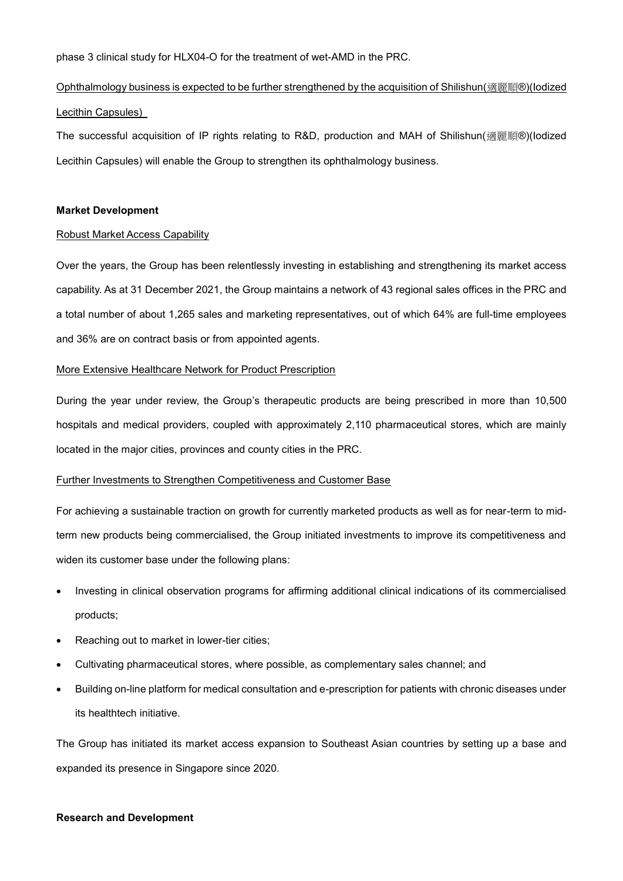phase 3 clinical study for HLX04-O for the treatment of wet-AMD in the PRC.

Ophthalmology business is expected to be further strengthened by the acquisition of Shilishun(適麗順®)(Iodized Lecithin Capsules)

The successful acquisition of IP rights relating to R&D, production and MAH of Shilishun(適麗順®)(Iodized Lecithin Capsules) will enable the Group to strengthen its ophthalmology business.

**Market Development**

Robust Market Access Capability

Over the years, the Group has been relentlessly investing in establishing and strengthening its market access capability. As at 31 December 2021, the Group maintains a network of 43 regional sales offices in the PRC and a total number of about 1,265 sales and marketing representatives, out of which 64% are full-time employees and 36% are on contract basis or from appointed agents.

More Extensive Healthcare Network for Product Prescription

During the year under review, the Group's therapeutic products are being prescribed in more than 10,500 hospitals and medical providers, coupled with approximately 2,110 pharmaceutical stores, which are mainly located in the major cities, provinces and county cities in the PRC.

Further Investments to Strengthen Competitiveness and Customer Base

For achieving a sustainable traction on growth for currently marketed products as well as for near-term to mid-term new products being commercialised, the Group initiated investments to improve its competitiveness and widen its customer base under the following plans:

- Investing in clinical observation programs for affirming additional clinical indications of its commercialised products;
- Reaching out to market in lower-tier cities;
- Cultivating pharmaceutical stores, where possible, as complementary sales channel; and
- Building on-line platform for medical consultation and e-prescription for patients with chronic diseases under its healthtech initiative.

The Group has initiated its market access expansion to Southeast Asian countries by setting up a base and expanded its presence in Singapore since 2020.

**Research and Development**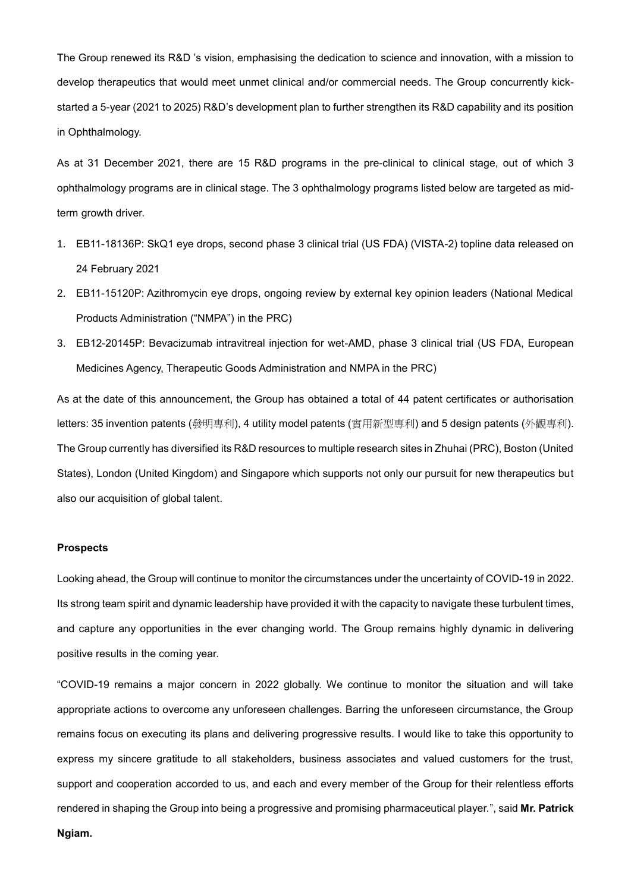The Group renewed its R&D 's vision, emphasising the dedication to science and innovation, with a mission to develop therapeutics that would meet unmet clinical and/or commercial needs. The Group concurrently kick-started a 5-year (2021 to 2025) R&D's development plan to further strengthen its R&D capability and its position in Ophthalmology.

As at 31 December 2021, there are 15 R&D programs in the pre-clinical to clinical stage, out of which 3 ophthalmology programs are in clinical stage. The 3 ophthalmology programs listed below are targeted as mid-term growth driver.

1. EB11-18136P: SkQ1 eye drops, second phase 3 clinical trial (US FDA) (VISTA-2) topline data released on 24 February 2021
2. EB11-15120P: Azithromycin eye drops, ongoing review by external key opinion leaders (National Medical Products Administration ("NMPA") in the PRC)
3. EB12-20145P: Bevacizumab intravitreal injection for wet-AMD, phase 3 clinical trial (US FDA, European Medicines Agency, Therapeutic Goods Administration and NMPA in the PRC)

As at the date of this announcement, the Group has obtained a total of 44 patent certificates or authorisation letters: 35 invention patents (發明專利), 4 utility model patents (實用新型專利) and 5 design patents (外觀專利). The Group currently has diversified its R&D resources to multiple research sites in Zhuhai (PRC), Boston (United States), London (United Kingdom) and Singapore which supports not only our pursuit for new therapeutics but also our acquisition of global talent.

**Prospects**

Looking ahead, the Group will continue to monitor the circumstances under the uncertainty of COVID-19 in 2022. Its strong team spirit and dynamic leadership have provided it with the capacity to navigate these turbulent times, and capture any opportunities in the ever changing world. The Group remains highly dynamic in delivering positive results in the coming year.

"COVID-19 remains a major concern in 2022 globally. We continue to monitor the situation and will take appropriate actions to overcome any unforeseen challenges. Barring the unforeseen circumstance, the Group remains focus on executing its plans and delivering progressive results. I would like to take this opportunity to express my sincere gratitude to all stakeholders, business associates and valued customers for the trust, support and cooperation accorded to us, and each and every member of the Group for their relentless efforts rendered in shaping the Group into being a progressive and promising pharmaceutical player.", said **Mr. Patrick Ngiam.**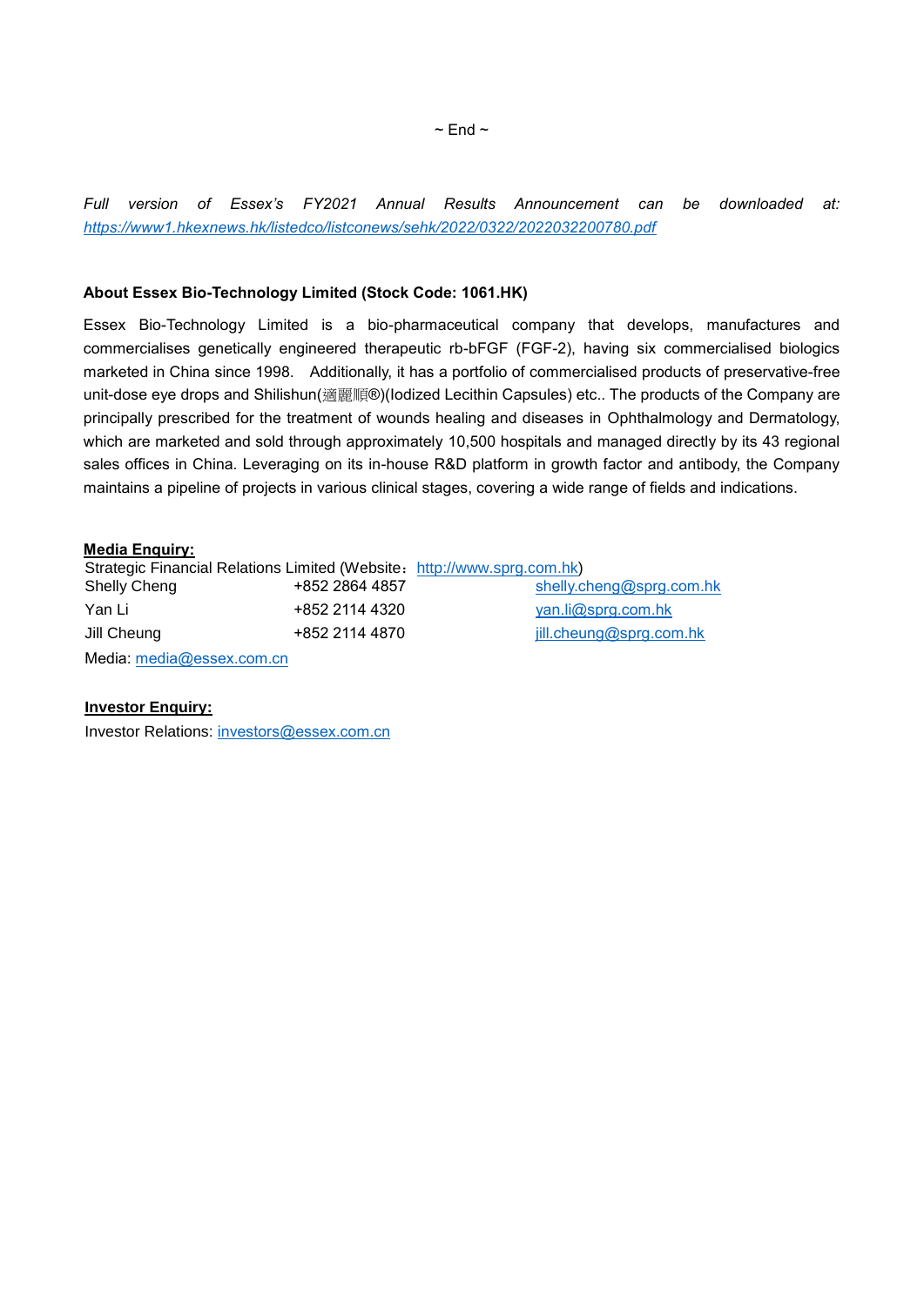~ End ~

*Full version of Essex's FY2021 Annual Results Announcement can be downloaded at: https://www1.hkexnews.hk/listedco/listconews/sehk/2022/0322/2022032200780.pdf*

**About Essex Bio-Technology Limited (Stock Code: 1061.HK)**

Essex Bio-Technology Limited is a bio-pharmaceutical company that develops, manufactures and commercialises genetically engineered therapeutic rb-bFGF (FGF-2), having six commercialised biologics marketed in China since 1998. Additionally, it has a portfolio of commercialised products of preservative-free unit-dose eye drops and Shilishun(適麗順®)(Iodized Lecithin Capsules) etc.. The products of the Company are principally prescribed for the treatment of wounds healing and diseases in Ophthalmology and Dermatology, which are marketed and sold through approximately 10,500 hospitals and managed directly by its 43 regional sales offices in China. Leveraging on its in-house R&D platform in growth factor and antibody, the Company maintains a pipeline of projects in various clinical stages, covering a wide range of fields and indications.

**Media Enquiry:**

Strategic Financial Relations Limited (Website：http://www.sprg.com.hk)

| | | |
|---|---|---|
| Shelly Cheng | +852 2864 4857 | shelly.cheng@sprg.com.hk |
| Yan Li | +852 2114 4320 | yan.li@sprg.com.hk |
| Jill Cheung | +852 2114 4870 | jill.cheung@sprg.com.hk |

Media: media@essex.com.cn

**Investor Enquiry:**

Investor Relations: investors@essex.com.cn